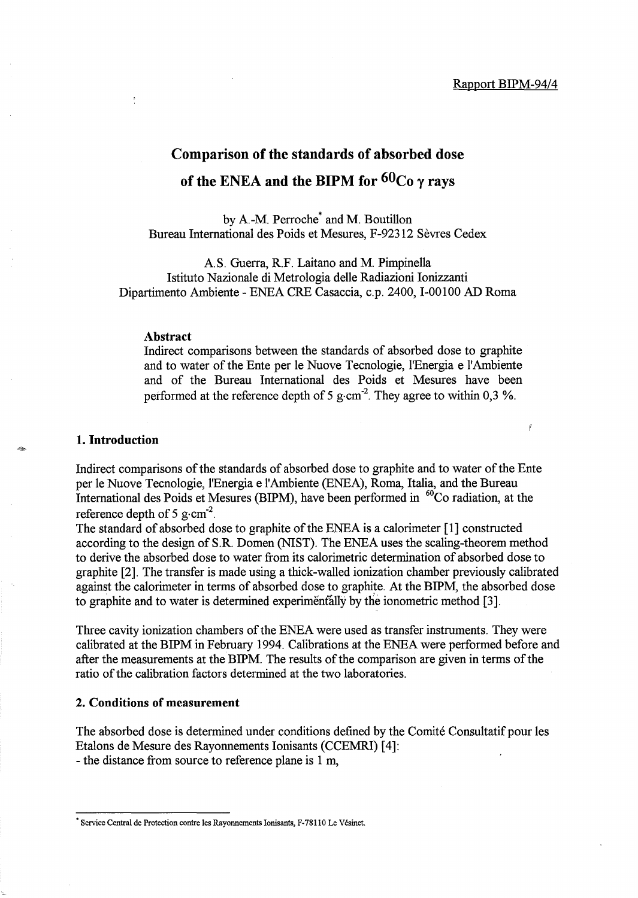Rapport BIPM-94/4

# Comparison of the standards of absorbed dose of the ENEA and the BIPM for $^{60}Co$ $\gamma$ rays

by A.-M. Perroche* and M. Boutillon
Bureau International des Poids et Mesures, F-92312 Sèvres Cedex

A.S. Guerra, R.F. Laitano and M. Pimpinella
Istituto Nazionale di Metrologia delle Radiazioni Ionizzanti
Dipartimento Ambiente - ENEA CRE Casaccia, c.p. 2400, I-00100 AD Roma

**Abstract**

Indirect comparisons between the standards of absorbed dose to graphite and to water of the Ente per le Nuove Tecnologie, l'Energia e l'Ambiente and of the Bureau International des Poids et Mesures have been performed at the reference depth of 5 $g \cdot cm^{-2}$. They agree to within 0,3 %.

## 1. Introduction

Indirect comparisons of the standards of absorbed dose to graphite and to water of the Ente per le Nuove Tecnologie, l'Energia e l'Ambiente (ENEA), Roma, Italia, and the Bureau International des Poids et Mesures (BIPM), have been performed in $^{60}Co$ radiation, at the reference depth of 5 $g \cdot cm^{-2}$.
The standard of absorbed dose to graphite of the ENEA is a calorimeter [1] constructed according to the design of S.R. Domen (NIST). The ENEA uses the scaling-theorem method to derive the absorbed dose to water from its calorimetric determination of absorbed dose to graphite [2]. The transfer is made using a thick-walled ionization chamber previously calibrated against the calorimeter in terms of absorbed dose to graphite. At the BIPM, the absorbed dose to graphite and to water is determined experimentally by the ionometric method [3].

Three cavity ionization chambers of the ENEA were used as transfer instruments. They were calibrated at the BIPM in February 1994. Calibrations at the ENEA were performed before and after the measurements at the BIPM. The results of the comparison are given in terms of the ratio of the calibration factors determined at the two laboratories.

## 2. Conditions of measurement

The absorbed dose is determined under conditions defined by the Comité Consultatif pour les Etalons de Mesure des Rayonnements Ionisants (CCEMRI) [4]:
- the distance from source to reference plane is 1 m,

* Service Central de Protection contre les Rayonnements Ionisants, F-78110 Le Vésinet.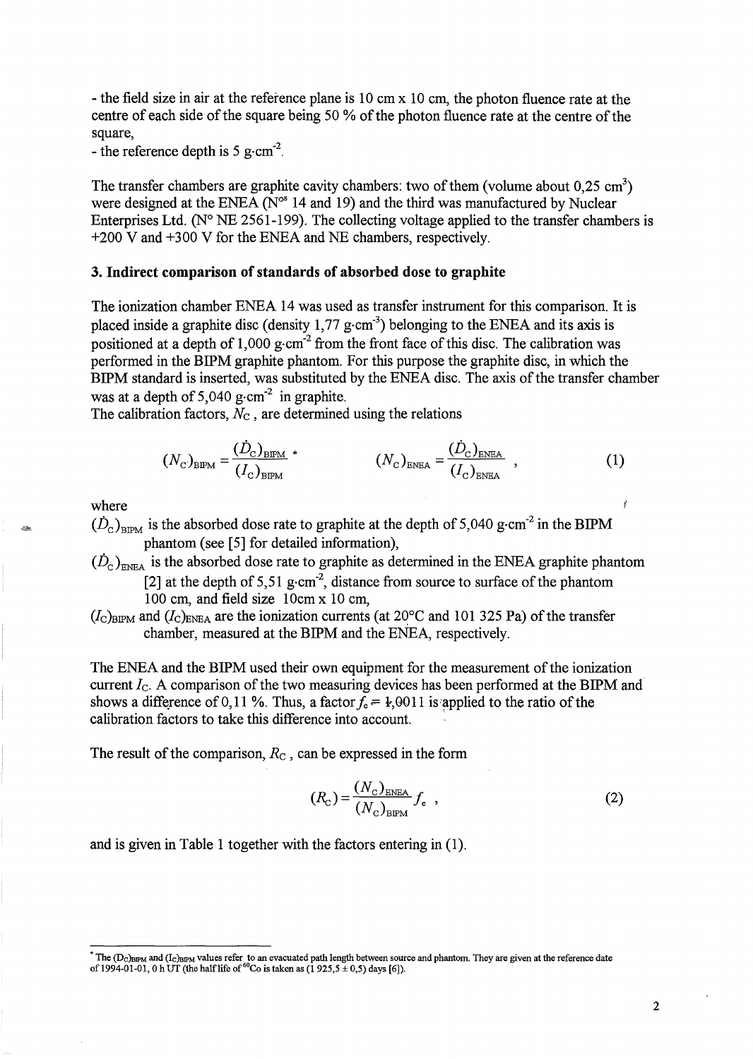- the field size in air at the reference plane is 10 cm x 10 cm, the photon fluence rate at the centre of each side of the square being 50 % of the photon fluence rate at the centre of the square,
- the reference depth is 5 g·cm$^{-2}$.

The transfer chambers are graphite cavity chambers: two of them (volume about 0,25 cm$^3$) were designed at the ENEA (N$^{os}$ 14 and 19) and the third was manufactured by Nuclear Enterprises Ltd. (N° NE 2561-199). The collecting voltage applied to the transfer chambers is +200 V and +300 V for the ENEA and NE chambers, respectively.

### 3. Indirect comparison of standards of absorbed dose to graphite

The ionization chamber ENEA 14 was used as transfer instrument for this comparison. It is placed inside a graphite disc (density 1,77 g·cm$^{-3}$) belonging to the ENEA and its axis is positioned at a depth of 1,000 g·cm$^{-2}$ from the front face of this disc. The calibration was performed in the BIPM graphite phantom. For this purpose the graphite disc, in which the BIPM standard is inserted, was substituted by the ENEA disc. The axis of the transfer chamber was at a depth of 5,040 g·cm$^{-2}$ in graphite.
The calibration factors, $N_C$, are determined using the relations

$$(N_C)_{BIPM} = \frac{(\dot{D}_C)_{BIPM}}{(I_C)_{BIPM}} {}^{*} \qquad\qquad (N_C)_{ENEA} = \frac{(\dot{D}_C)_{ENEA}}{(I_C)_{ENEA}} , \tag{1}$$

where

$(\dot{D}_C)_{BIPM}$ is the absorbed dose rate to graphite at the depth of 5,040 g·cm$^{-2}$ in the BIPM phantom (see [5] for detailed information),

$(\dot{D}_C)_{ENEA}$ is the absorbed dose rate to graphite as determined in the ENEA graphite phantom [2] at the depth of 5,51 g·cm$^{-2}$, distance from source to surface of the phantom 100 cm, and field size 10cm x 10 cm,

$(I_C)_{BIPM}$ and $(I_C)_{ENEA}$ are the ionization currents (at 20°C and 101 325 Pa) of the transfer chamber, measured at the BIPM and the ENEA, respectively.

The ENEA and the BIPM used their own equipment for the measurement of the ionization current $I_C$. A comparison of the two measuring devices has been performed at the BIPM and shows a difference of 0,11 %. Thus, a factor $f_e$ = 1,0011 is applied to the ratio of the calibration factors to take this difference into account.

The result of the comparison, $R_C$, can be expressed in the form

$$(R_C) = \frac{(N_C)_{ENEA}}{(N_C)_{BIPM}} f_e , \tag{2}$$

and is given in Table 1 together with the factors entering in (1).

---

* The $(\dot{D}_C)_{BIPM}$ and $(I_C)_{BIPM}$ values refer to an evacuated path length between source and phantom. They are given at the reference date of 1994-01-01, 0 h UT (the half life of $^{60}$Co is taken as (1 925,5 ± 0,5) days [6]).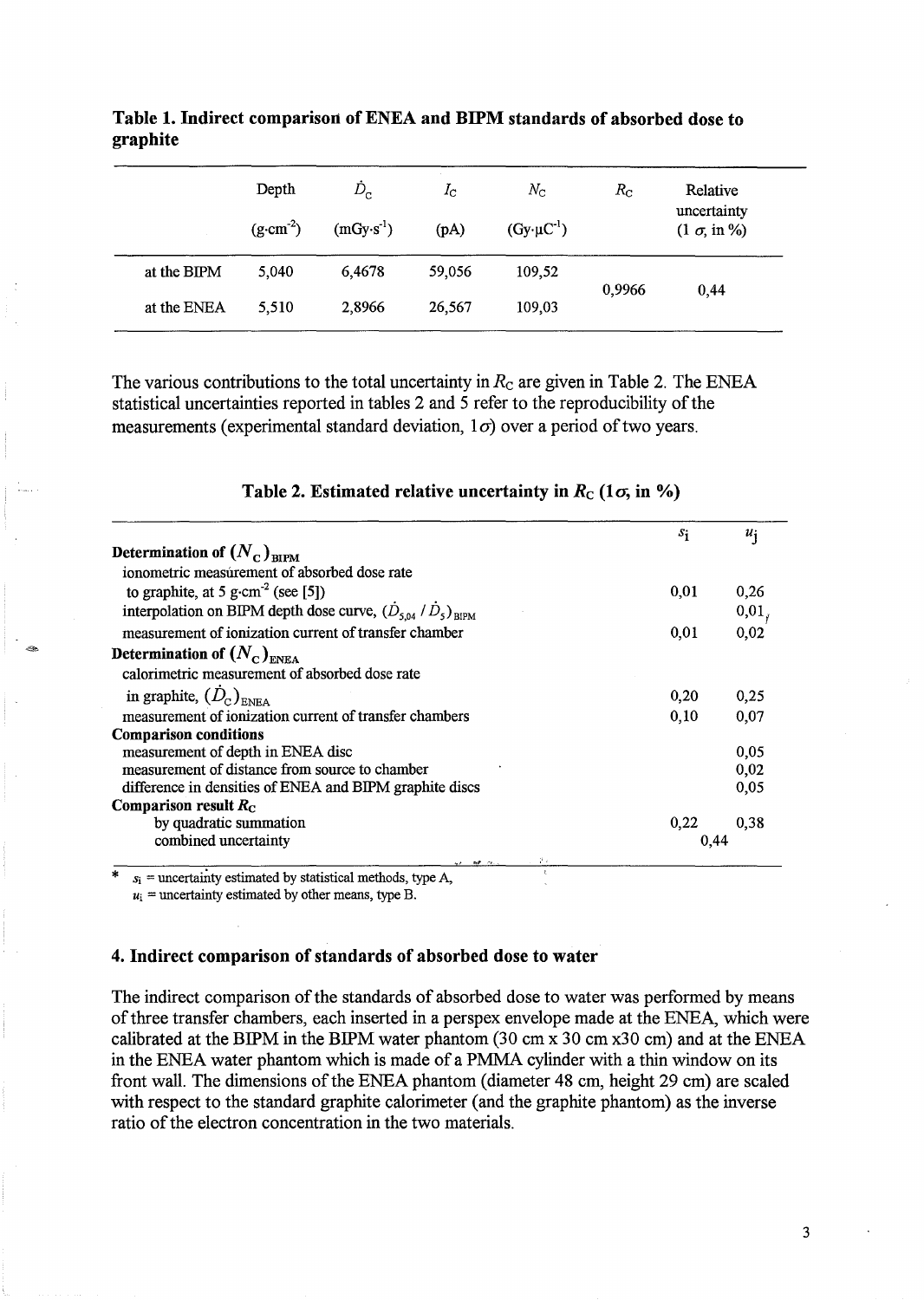**Table 1. Indirect comparison of ENEA and BIPM standards of absorbed dose to graphite**

| | Depth (g·cm$^{-2}$) | $\dot{D}_C$ (mGy·s$^{-1}$) | $I_C$ (pA) | $N_C$ (Gy·µC$^{-1}$) | $R_C$ | Relative uncertainty (1 $\sigma$, in %) |
|---|---|---|---|---|---|---|
| at the BIPM | 5,040 | 6,4678 | 59,056 | 109,52 | 0,9966 | 0,44 |
| at the ENEA | 5,510 | 2,8966 | 26,567 | 109,03 | | |

The various contributions to the total uncertainty in $R_C$ are given in Table 2. The ENEA statistical uncertainties reported in tables 2 and 5 refer to the reproducibility of the measurements (experimental standard deviation, $1\sigma$) over a period of two years.

**Table 2. Estimated relative uncertainty in $R_C$ ($1\sigma$, in %)**

| | $s_i$ | $u_j$ |
|---|---|---|
| **Determination of $(N_C)_{BIPM}$** | | |
| ionometric measurement of absorbed dose rate to graphite, at 5 g·cm$^{-2}$ (see [5]) | 0,01 | 0,26 |
| interpolation on BIPM depth dose curve, $(\dot{D}_{5,04} / \dot{D}_5)_{BIPM}$ | | 0,01 |
| measurement of ionization current of transfer chamber | 0,01 | 0,02 |
| **Determination of $(N_C)_{ENEA}$** | | |
| calorimetric measurement of absorbed dose rate in graphite, $(\dot{D}_C)_{ENEA}$ | 0,20 | 0,25 |
| measurement of ionization current of transfer chambers | 0,10 | 0,07 |
| **Comparison conditions** | | |
| measurement of depth in ENEA disc | | 0,05 |
| measurement of distance from source to chamber | | 0,02 |
| difference in densities of ENEA and BIPM graphite discs | | 0,05 |
| **Comparison result $R_C$** | | |
| by quadratic summation | 0,22 | 0,38 |
| combined uncertainty | 0,44 | |

\* $s_i$ = uncertainty estimated by statistical methods, type A,
$u_i$ = uncertainty estimated by other means, type B.

## 4. Indirect comparison of standards of absorbed dose to water

The indirect comparison of the standards of absorbed dose to water was performed by means of three transfer chambers, each inserted in a perspex envelope made at the ENEA, which were calibrated at the BIPM in the BIPM water phantom (30 cm x 30 cm x30 cm) and at the ENEA in the ENEA water phantom which is made of a PMMA cylinder with a thin window on its front wall. The dimensions of the ENEA phantom (diameter 48 cm, height 29 cm) are scaled with respect to the standard graphite calorimeter (and the graphite phantom) as the inverse ratio of the electron concentration in the two materials.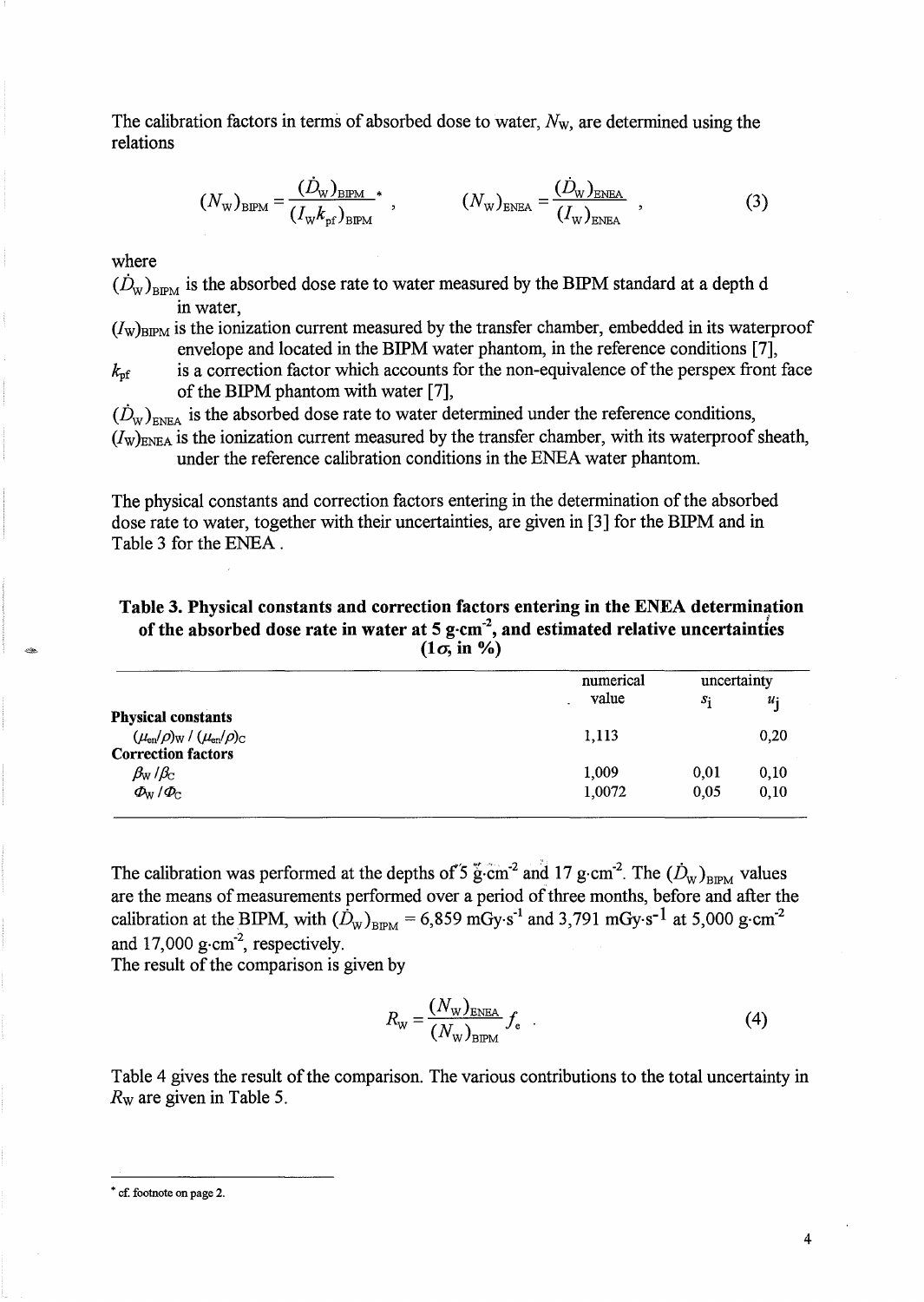The calibration factors in terms of absorbed dose to water, $N_W$, are determined using the relations

$$(N_W)_{BIPM} = \frac{(\dot{D}_W)_{BIPM}}{(I_W k_{pf})_{BIPM}}{}^{*} , \qquad (N_W)_{ENEA} = \frac{(\dot{D}_W)_{ENEA}}{(I_W)_{ENEA}} , \tag{3}$$

where

$(\dot{D}_W)_{BIPM}$ is the absorbed dose rate to water measured by the BIPM standard at a depth d in water,

$(I_W)_{BIPM}$ is the ionization current measured by the transfer chamber, embedded in its waterproof envelope and located in the BIPM water phantom, in the reference conditions [7],

$k_{pf}$ is a correction factor which accounts for the non-equivalence of the perspex front face of the BIPM phantom with water [7],

$(\dot{D}_W)_{ENEA}$ is the absorbed dose rate to water determined under the reference conditions,

$(I_W)_{ENEA}$ is the ionization current measured by the transfer chamber, with its waterproof sheath, under the reference calibration conditions in the ENEA water phantom.

The physical constants and correction factors entering in the determination of the absorbed dose rate to water, together with their uncertainties, are given in [3] for the BIPM and in Table 3 for the ENEA.

**Table 3. Physical constants and correction factors entering in the ENEA determination of the absorbed dose rate in water at 5 g·cm$^{-2}$, and estimated relative uncertainties (1$\sigma$, in %)**

| | numerical value | uncertainty $s_i$ | uncertainty $u_j$ |
|---|---|---|---|
| **Physical constants** | | | |
| $(\mu_{en}/\rho)_W$ / $(\mu_{en}/\rho)_C$ | 1,113 | | 0,20 |
| **Correction factors** | | | |
| $\beta_W / \beta_C$ | 1,009 | 0,01 | 0,10 |
| $\Phi_W / \Phi_C$ | 1,0072 | 0,05 | 0,10 |

The calibration was performed at the depths of 5 g·cm$^{-2}$ and 17 g·cm$^{-2}$. The $(\dot{D}_W)_{BIPM}$ values are the means of measurements performed over a period of three months, before and after the calibration at the BIPM, with $(\dot{D}_W)_{BIPM}$ = 6,859 mGy·s$^{-1}$ and 3,791 mGy·s$^{-1}$ at 5,000 g·cm$^{-2}$ and 17,000 g·cm$^{-2}$, respectively.

The result of the comparison is given by

$$R_W = \frac{(N_W)_{ENEA}}{(N_W)_{BIPM}} f_e . \tag{4}$$

Table 4 gives the result of the comparison. The various contributions to the total uncertainty in $R_W$ are given in Table 5.

\* cf. footnote on page 2.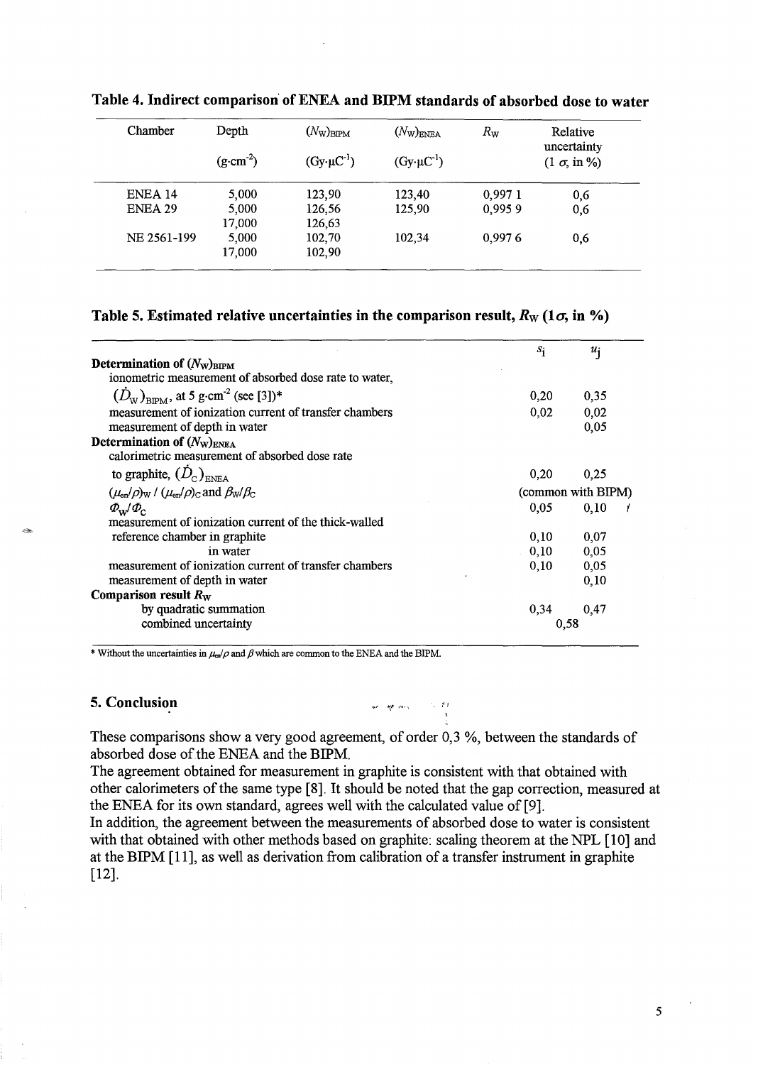**Table 4. Indirect comparison of ENEA and BIPM standards of absorbed dose to water**

| Chamber | Depth ($g\cdot cm^{-2}$) | $(N_W)_{BIPM}$ ($Gy\cdot\mu C^{-1}$) | $(N_W)_{ENEA}$ ($Gy\cdot\mu C^{-1}$) | $R_W$ | Relative uncertainty ($1\ \sigma$, in %) |
|---|---|---|---|---|---|
| ENEA 14 | 5,000 | 123,90 | 123,40 | 0,997 1 | 0,6 |
| ENEA 29 | 5,000 | 126,56 | 125,90 | 0,995 9 | 0,6 |
| | 17,000 | 126,63 | | | |
| NE 2561-199 | 5,000 | 102,70 | 102,34 | 0,997 6 | 0,6 |
| | 17,000 | 102,90 | | | |

**Table 5. Estimated relative uncertainties in the comparison result, $R_W$ ($1\sigma$, in %)**

| | $s_i$ | $u_j$ |
|---|---|---|
| **Determination of $(N_W)_{BIPM}$** | | |
| ionometric measurement of absorbed dose rate to water, $(\dot{D}_W)_{BIPM}$, at 5 $g\cdot cm^{-2}$ (see [3])* | 0,20 | 0,35 |
| measurement of ionization current of transfer chambers | 0,02 | 0,02 |
| measurement of depth in water | | 0,05 |
| **Determination of $(N_W)_{ENEA}$** | | |
| calorimetric measurement of absorbed dose rate to graphite, $(\dot{D}_C)_{ENEA}$ | 0,20 | 0,25 |
| $(\mu_{en}/\rho)_W$ / $(\mu_{en}/\rho)_C$ and $\beta_W/\beta_C$ | (common with BIPM) | |
| $\Phi_W/\Phi_C$ | 0,05 | 0,10 |
| measurement of ionization current of the thick-walled reference chamber in graphite | 0,10 | 0,07 |
| in water | 0,10 | 0,05 |
| measurement of ionization current of transfer chambers | 0,10 | 0,05 |
| measurement of depth in water | | 0,10 |
| **Comparison result $R_W$** | | |
| by quadratic summation | 0,34 | 0,47 |
| combined uncertainty | 0,58 | |

\* Without the uncertainties in $\mu_{en}/\rho$ and $\beta$ which are common to the ENEA and the BIPM.

## 5. Conclusion

These comparisons show a very good agreement, of order 0,3 %, between the standards of absorbed dose of the ENEA and the BIPM.

The agreement obtained for measurement in graphite is consistent with that obtained with other calorimeters of the same type [8]. It should be noted that the gap correction, measured at the ENEA for its own standard, agrees well with the calculated value of [9].

In addition, the agreement between the measurements of absorbed dose to water is consistent with that obtained with other methods based on graphite: scaling theorem at the NPL [10] and at the BIPM [11], as well as derivation from calibration of a transfer instrument in graphite [12].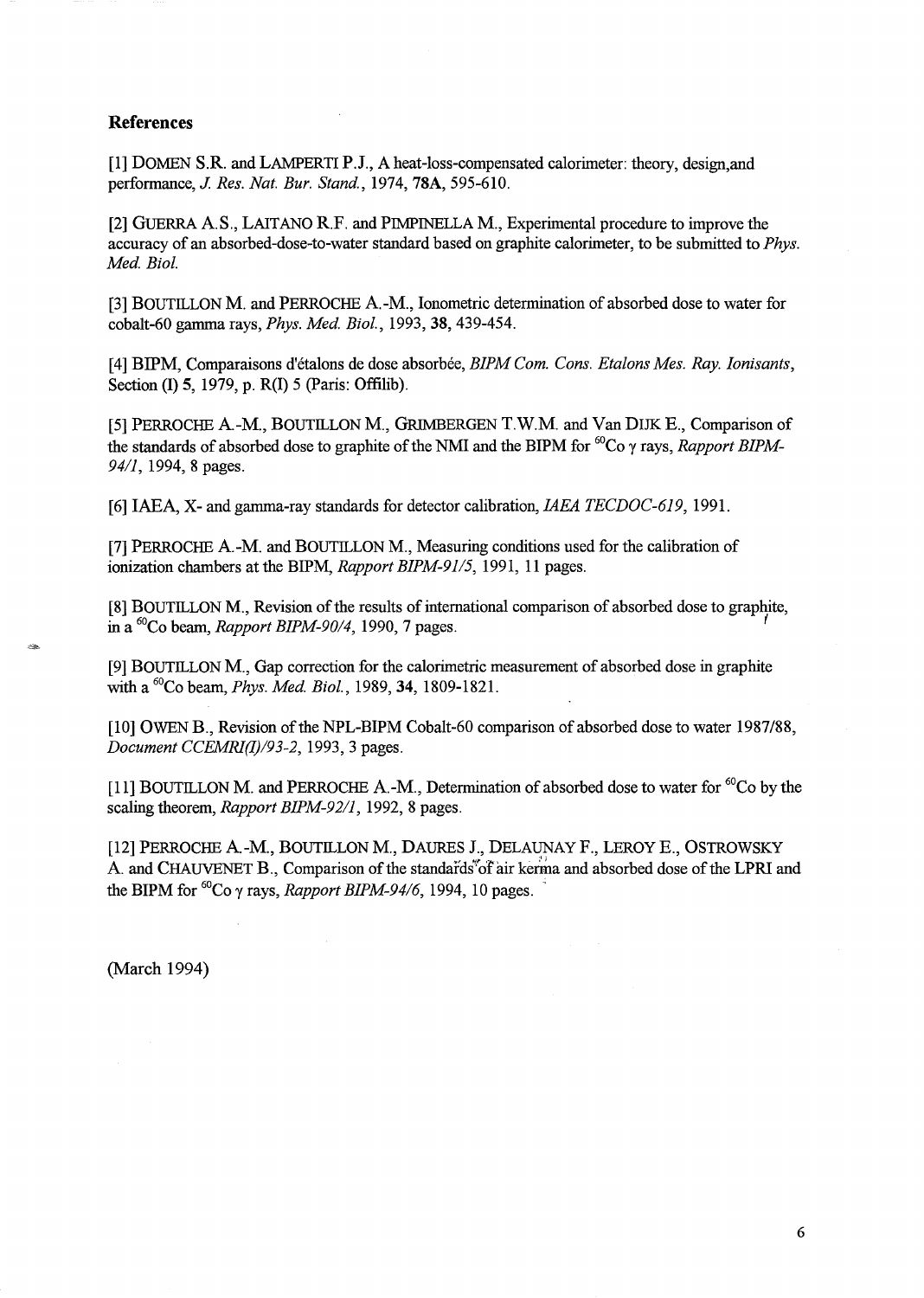## References

[1] DOMEN S.R. and LAMPERTI P.J., A heat-loss-compensated calorimeter: theory, design,and performance, *J. Res. Nat. Bur. Stand.*, 1974, **78A**, 595-610.

[2] GUERRA A.S., LAITANO R.F. and PIMPINELLA M., Experimental procedure to improve the accuracy of an absorbed-dose-to-water standard based on graphite calorimeter, to be submitted to *Phys. Med. Biol.*

[3] BOUTILLON M. and PERROCHE A.-M., Ionometric determination of absorbed dose to water for cobalt-60 gamma rays, *Phys. Med. Biol.*, 1993, **38**, 439-454.

[4] BIPM, Comparaisons d'étalons de dose absorbée, *BIPM Com. Cons. Etalons Mes. Ray. Ionisants*, Section (I) **5**, 1979, p. R(I) 5 (Paris: Offilib).

[5] PERROCHE A.-M., BOUTILLON M., GRIMBERGEN T.W.M. and Van DIJK E., Comparison of the standards of absorbed dose to graphite of the NMI and the BIPM for $^{60}$Co $\gamma$ rays, *Rapport BIPM-94/1*, 1994, 8 pages.

[6] IAEA, X- and gamma-ray standards for detector calibration, *IAEA TECDOC-619*, 1991.

[7] PERROCHE A.-M. and BOUTILLON M., Measuring conditions used for the calibration of ionization chambers at the BIPM, *Rapport BIPM-91/5*, 1991, 11 pages.

[8] BOUTILLON M., Revision of the results of international comparison of absorbed dose to graphite, in a $^{60}$Co beam, *Rapport BIPM-90/4*, 1990, 7 pages.

[9] BOUTILLON M., Gap correction for the calorimetric measurement of absorbed dose in graphite with a $^{60}$Co beam, *Phys. Med. Biol.*, 1989, **34**, 1809-1821.

[10] OWEN B., Revision of the NPL-BIPM Cobalt-60 comparison of absorbed dose to water 1987/88, *Document CCEMRI(I)/93-2*, 1993, 3 pages.

[11] BOUTILLON M. and PERROCHE A.-M., Determination of absorbed dose to water for $^{60}$Co by the scaling theorem, *Rapport BIPM-92/1*, 1992, 8 pages.

[12] PERROCHE A.-M., BOUTILLON M., DAURES J., DELAUNAY F., LEROY E., OSTROWSKY A. and CHAUVENET B., Comparison of the standards of air kerma and absorbed dose of the LPRI and the BIPM for $^{60}$Co $\gamma$ rays, *Rapport BIPM-94/6*, 1994, 10 pages.

(March 1994)